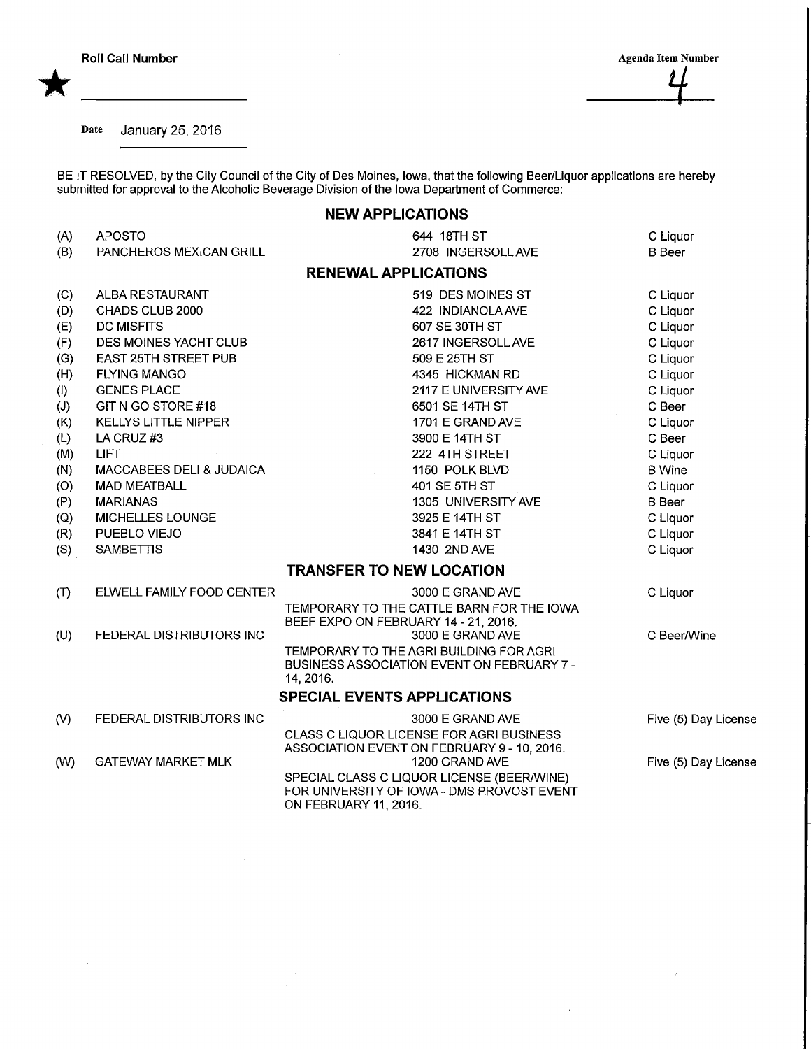Roll Call Number

Agenda Item Number 4

Date January 25, 2016

BE IT RESOLVED, by the City Council of the City of Des Moines, Iowa, that the following Beer/Liquor applications are hereby submitted for approval to the Alcoholic Beverage Division of the Iowa Department of Commerce:

## NEW APPLICATIONS

| | | | |
|---|---|---|---|
| (A) | APOSTO | 644 18TH ST | C Liquor |
| (B) | PANCHEROS MEXICAN GRILL | 2708 INGERSOLL AVE | B Beer |

## RENEWAL APPLICATIONS

| | | | |
|---|---|---|---|
| (C) | ALBA RESTAURANT | 519 DES MOINES ST | C Liquor |
| (D) | CHADS CLUB 2000 | 422 INDIANOLA AVE | C Liquor |
| (E) | DC MISFITS | 607 SE 30TH ST | C Liquor |
| (F) | DES MOINES YACHT CLUB | 2617 INGERSOLL AVE | C Liquor |
| (G) | EAST 25TH STREET PUB | 509 E 25TH ST | C Liquor |
| (H) | FLYING MANGO | 4345 HICKMAN RD | C Liquor |
| (I) | GENES PLACE | 2117 E UNIVERSITY AVE | C Liquor |
| (J) | GIT N GO STORE #18 | 6501 SE 14TH ST | C Beer |
| (K) | KELLYS LITTLE NIPPER | 1701 E GRAND AVE | C Liquor |
| (L) | LA CRUZ #3 | 3900 E 14TH ST | C Beer |
| (M) | LIFT | 222 4TH STREET | C Liquor |
| (N) | MACCABEES DELI & JUDAICA | 1150 POLK BLVD | B Wine |
| (O) | MAD MEATBALL | 401 SE 5TH ST | C Liquor |
| (P) | MARIANAS | 1305 UNIVERSITY AVE | B Beer |
| (Q) | MICHELLES LOUNGE | 3925 E 14TH ST | C Liquor |
| (R) | PUEBLO VIEJO | 3841 E 14TH ST | C Liquor |
| (S) | SAMBETTIS | 1430 2ND AVE | C Liquor |

## TRANSFER TO NEW LOCATION

| | | | |
|---|---|---|---|
| (T) | ELWELL FAMILY FOOD CENTER | 3000 E GRAND AVE<br>TEMPORARY TO THE CATTLE BARN FOR THE IOWA BEEF EXPO ON FEBRUARY 14 - 21, 2016. | C Liquor |
| (U) | FEDERAL DISTRIBUTORS INC | 3000 E GRAND AVE<br>TEMPORARY TO THE AGRI BUILDING FOR AGRI BUSINESS ASSOCIATION EVENT ON FEBRUARY 7 - 14, 2016. | C Beer/Wine |

## SPECIAL EVENTS APPLICATIONS

| | | | |
|---|---|---|---|
| (V) | FEDERAL DISTRIBUTORS INC | 3000 E GRAND AVE<br>CLASS C LIQUOR LICENSE FOR AGRI BUSINESS ASSOCIATION EVENT ON FEBRUARY 9 - 10, 2016. | Five (5) Day License |
| (W) | GATEWAY MARKET MLK | 1200 GRAND AVE<br>SPECIAL CLASS C LIQUOR LICENSE (BEER/WINE) FOR UNIVERSITY OF IOWA - DMS PROVOST EVENT ON FEBRUARY 11, 2016. | Five (5) Day License |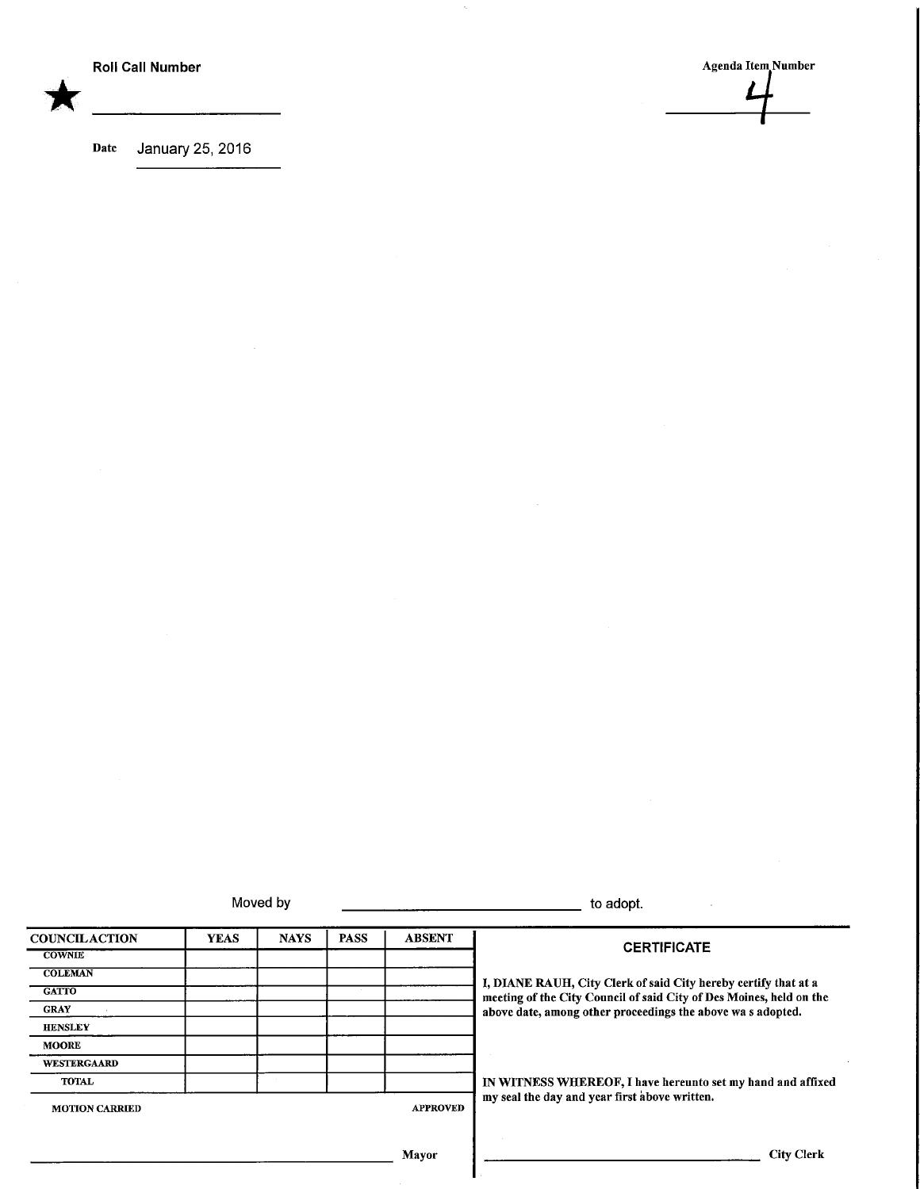★ **Roll Call Number** ____________________

**Agenda Item Number** 4

**Date** January 25, 2016

Moved by ______________________________ to adopt.

| COUNCIL ACTION | YEAS | NAYS | PASS | ABSENT |
|---|---|---|---|---|
| COWNIE | | | | |
| COLEMAN | | | | |
| GATTO | | | | |
| GRAY | | | | |
| HENSLEY | | | | |
| MOORE | | | | |
| WESTERGAARD | | | | |
| TOTAL | | | | |

MOTION CARRIED APPROVED

______________________________ Mayor

**CERTIFICATE**

I, DIANE RAUH, City Clerk of said City hereby certify that at a meeting of the City Council of said City of Des Moines, held on the above date, among other proceedings the above wa s adopted.

IN WITNESS WHEREOF, I have hereunto set my hand and affixed my seal the day and year first above written.

______________________________ City Clerk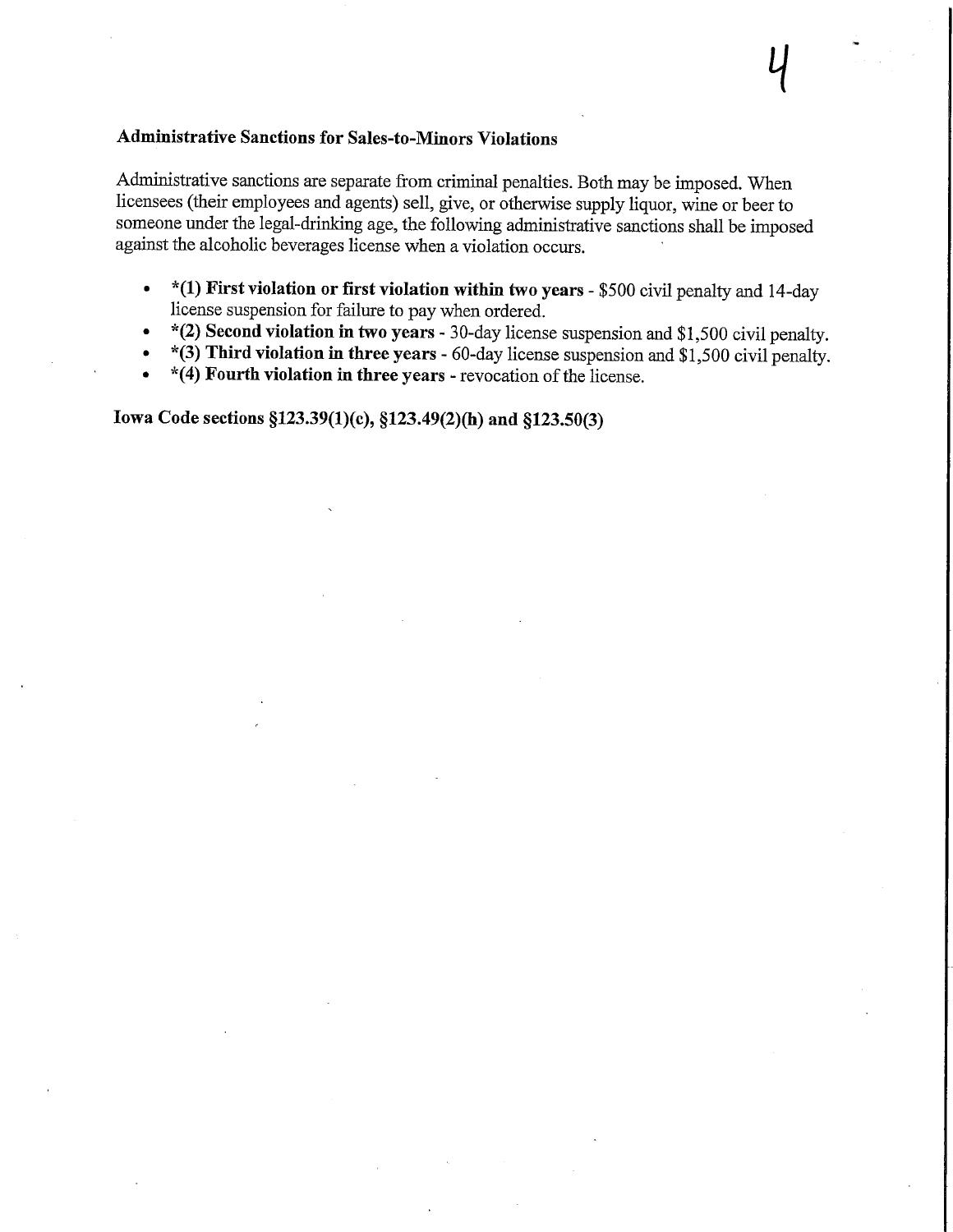## Administrative Sanctions for Sales-to-Minors Violations

Administrative sanctions are separate from criminal penalties. Both may be imposed. When licensees (their employees and agents) sell, give, or otherwise supply liquor, wine or beer to someone under the legal-drinking age, the following administrative sanctions shall be imposed against the alcoholic beverages license when a violation occurs.

- ***(1) First violation or first violation within two years*** - $500 civil penalty and 14-day license suspension for failure to pay when ordered.
- ***(2) Second violation in two years*** - 30-day license suspension and $1,500 civil penalty.
- ***(3) Third violation in three years*** - 60-day license suspension and $1,500 civil penalty.
- ***(4) Fourth violation in three years*** - revocation of the license.

**Iowa Code sections §123.39(1)(c), §123.49(2)(h) and §123.50(3)**